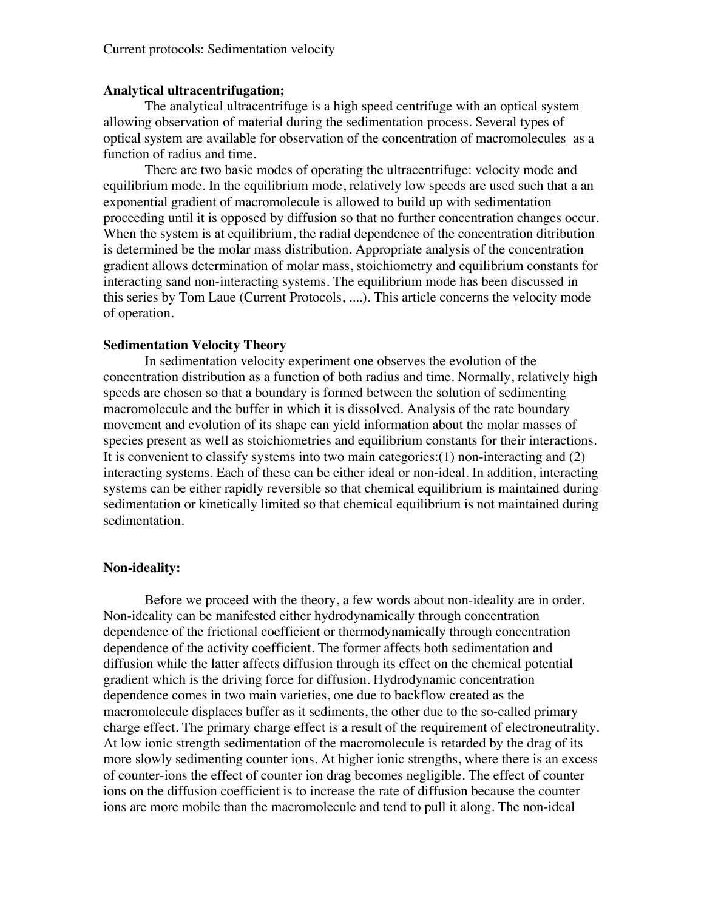Current protocols: Sedimentation velocity

**Analytical ultracentrifugation;**

The analytical ultracentrifuge is a high speed centrifuge with an optical system allowing observation of material during the sedimentation process. Several types of optical system are available for observation of the concentration of macromolecules as a function of radius and time.

There are two basic modes of operating the ultracentrifuge: velocity mode and equilibrium mode. In the equilibrium mode, relatively low speeds are used such that a an exponential gradient of macromolecule is allowed to build up with sedimentation proceeding until it is opposed by diffusion so that no further concentration changes occur. When the system is at equilibrium, the radial dependence of the concentration ditribution is determined be the molar mass distribution. Appropriate analysis of the concentration gradient allows determination of molar mass, stoichiometry and equilibrium constants for interacting sand non-interacting systems. The equilibrium mode has been discussed in this series by Tom Laue (Current Protocols, ....). This article concerns the velocity mode of operation.

**Sedimentation Velocity Theory**

In sedimentation velocity experiment one observes the evolution of the concentration distribution as a function of both radius and time. Normally, relatively high speeds are chosen so that a boundary is formed between the solution of sedimenting macromolecule and the buffer in which it is dissolved. Analysis of the rate boundary movement and evolution of its shape can yield information about the molar masses of species present as well as stoichiometries and equilibrium constants for their interactions. It is convenient to classify systems into two main categories:(1) non-interacting and (2) interacting systems. Each of these can be either ideal or non-ideal. In addition, interacting systems can be either rapidly reversible so that chemical equilibrium is maintained during sedimentation or kinetically limited so that chemical equilibrium is not maintained during sedimentation.

**Non-ideality:**

Before we proceed with the theory, a few words about non-ideality are in order. Non-ideality can be manifested either hydrodynamically through concentration dependence of the frictional coefficient or thermodynamically through concentration dependence of the activity coefficient. The former affects both sedimentation and diffusion while the latter affects diffusion through its effect on the chemical potential gradient which is the driving force for diffusion. Hydrodynamic concentration dependence comes in two main varieties, one due to backflow created as the macromolecule displaces buffer as it sediments, the other due to the so-called primary charge effect. The primary charge effect is a result of the requirement of electroneutrality. At low ionic strength sedimentation of the macromolecule is retarded by the drag of its more slowly sedimenting counter ions. At higher ionic strengths, where there is an excess of counter-ions the effect of counter ion drag becomes negligible. The effect of counter ions on the diffusion coefficient is to increase the rate of diffusion because the counter ions are more mobile than the macromolecule and tend to pull it along. The non-ideal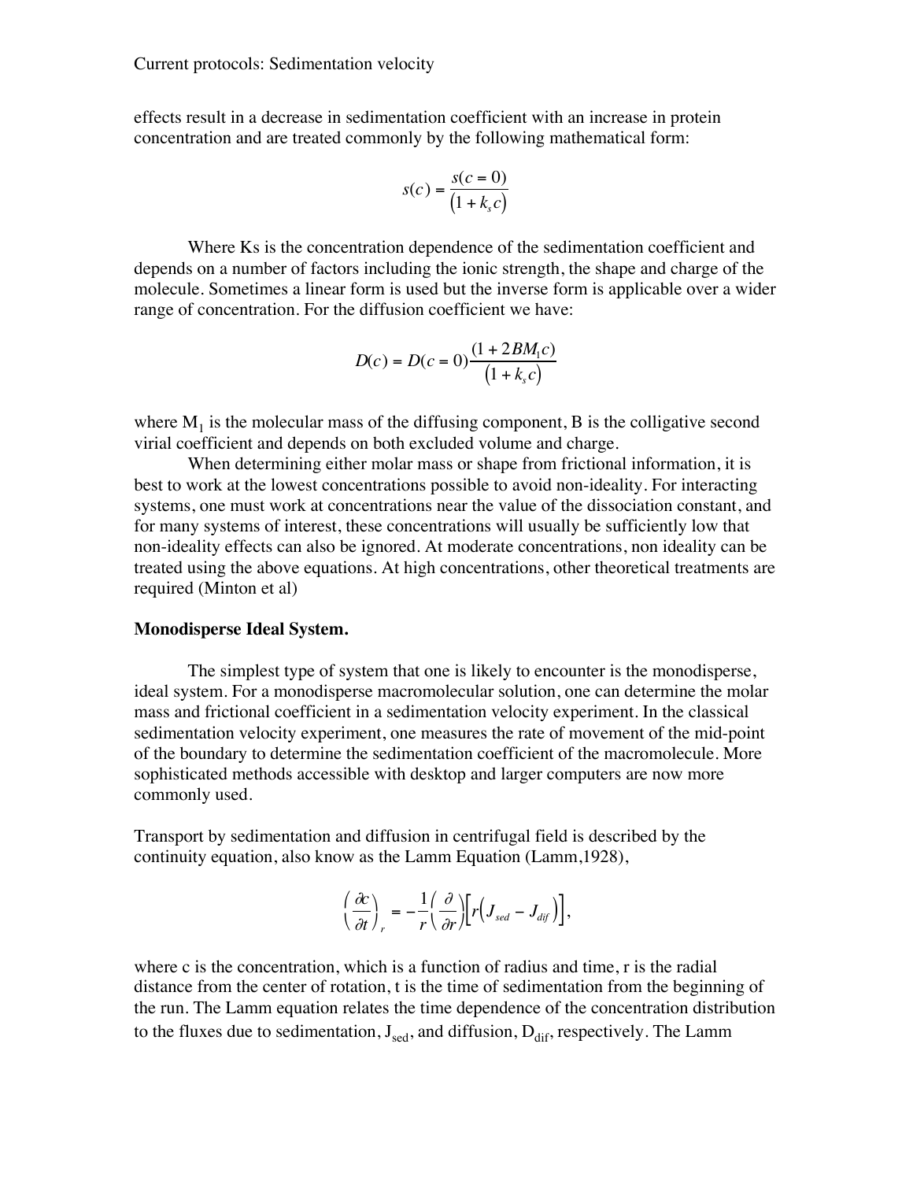effects result in a decrease in sedimentation coefficient with an increase in protein concentration and are treated commonly by the following mathematical form:

$$s(c) = \frac{s(c = 0)}{(1 + k_s c)}$$

Where Ks is the concentration dependence of the sedimentation coefficient and depends on a number of factors including the ionic strength, the shape and charge of the molecule. Sometimes a linear form is used but the inverse form is applicable over a wider range of concentration. For the diffusion coefficient we have:

$$D(c) = D(c = 0)\frac{(1 + 2BM_1 c)}{(1 + k_s c)}$$

where $M_1$ is the molecular mass of the diffusing component, B is the colligative second virial coefficient and depends on both excluded volume and charge.

When determining either molar mass or shape from frictional information, it is best to work at the lowest concentrations possible to avoid non-ideality. For interacting systems, one must work at concentrations near the value of the dissociation constant, and for many systems of interest, these concentrations will usually be sufficiently low that non-ideality effects can also be ignored. At moderate concentrations, non ideality can be treated using the above equations. At high concentrations, other theoretical treatments are required (Minton et al)

**Monodisperse Ideal System.**

The simplest type of system that one is likely to encounter is the monodisperse, ideal system. For a monodisperse macromolecular solution, one can determine the molar mass and frictional coefficient in a sedimentation velocity experiment. In the classical sedimentation velocity experiment, one measures the rate of movement of the mid-point of the boundary to determine the sedimentation coefficient of the macromolecule. More sophisticated methods accessible with desktop and larger computers are now more commonly used.

Transport by sedimentation and diffusion in centrifugal field is described by the continuity equation, also know as the Lamm Equation (Lamm,1928),

$$\left(\frac{\partial c}{\partial t}\right)_r = -\frac{1}{r}\left(\frac{\partial}{\partial r}\right)\left[r\left(J_{sed} - J_{dif}\right)\right],$$

where c is the concentration, which is a function of radius and time, r is the radial distance from the center of rotation, t is the time of sedimentation from the beginning of the run. The Lamm equation relates the time dependence of the concentration distribution to the fluxes due to sedimentation, $J_{sed}$, and diffusion, $D_{dif}$, respectively. The Lamm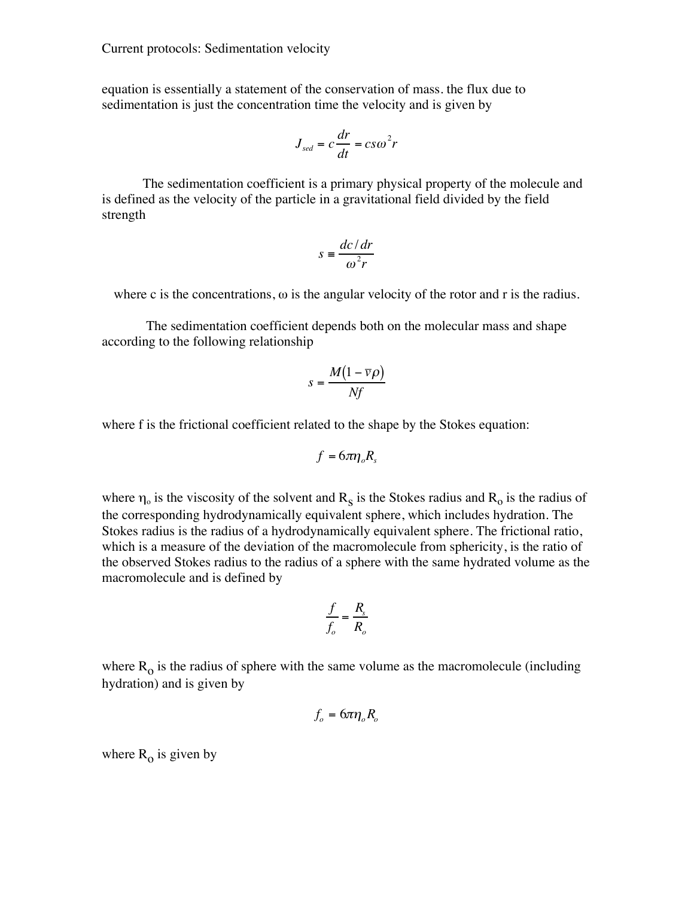equation is essentially a statement of the conservation of mass. the flux due to sedimentation is just the concentration time the velocity and is given by

$$J_{sed} = c\frac{dr}{dt} = cs\omega^2 r$$

The sedimentation coefficient is a primary physical property of the molecule and is defined as the velocity of the particle in a gravitational field divided by the field strength

$$s \equiv \frac{dc/dr}{\omega^2 r}$$

where c is the concentrations, ω is the angular velocity of the rotor and r is the radius.

The sedimentation coefficient depends both on the molecular mass and shape according to the following relationship

$$s = \frac{M(1-\bar{v}\rho)}{Nf}$$

where f is the frictional coefficient related to the shape by the Stokes equation:

$$f = 6\pi\eta_o R_s$$

where $\eta_o$ is the viscosity of the solvent and $R_S$ is the Stokes radius and $R_o$ is the radius of the corresponding hydrodynamically equivalent sphere, which includes hydration. The Stokes radius is the radius of a hydrodynamically equivalent sphere. The frictional ratio, which is a measure of the deviation of the macromolecule from sphericity, is the ratio of the observed Stokes radius to the radius of a sphere with the same hydrated volume as the macromolecule and is defined by

$$\frac{f}{f_o} = \frac{R_s}{R_o}$$

where $R_o$ is the radius of sphere with the same volume as the macromolecule (including hydration) and is given by

$$f_o = 6\pi\eta_o R_o$$

where $R_o$ is given by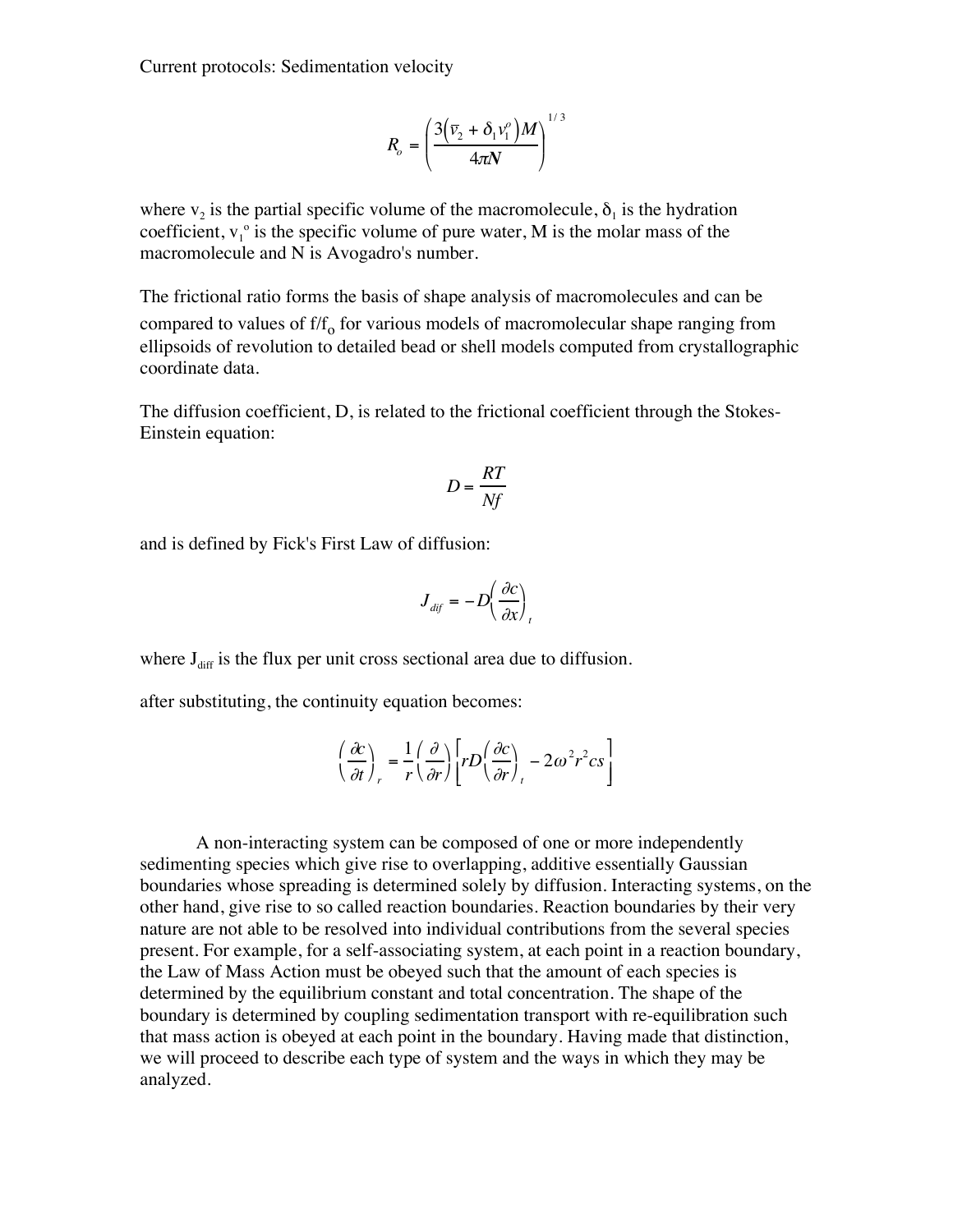Current protocols: Sedimentation velocity

$$R_o = \left( \frac{3\left(\bar{v}_2 + \delta_1 v_1^o\right)M}{4\pi \boldsymbol{N}} \right)^{1/3}$$

where $v_2$ is the partial specific volume of the macromolecule, $\delta_1$ is the hydration coefficient, $v_1^o$ is the specific volume of pure water, M is the molar mass of the macromolecule and N is Avogadro's number.

The frictional ratio forms the basis of shape analysis of macromolecules and can be compared to values of $f/f_o$ for various models of macromolecular shape ranging from ellipsoids of revolution to detailed bead or shell models computed from crystallographic coordinate data.

The diffusion coefficient, D, is related to the frictional coefficient through the Stokes-Einstein equation:

$$D = \frac{RT}{Nf}$$

and is defined by Fick's First Law of diffusion:

$$J_{dif} = -D\left(\frac{\partial c}{\partial x}\right)_t$$

where $J_{diff}$ is the flux per unit cross sectional area due to diffusion.

after substituting, the continuity equation becomes:

$$\left(\frac{\partial c}{\partial t}\right)_r = \frac{1}{r}\left(\frac{\partial}{\partial r}\right)\left[rD\left(\frac{\partial c}{\partial r}\right)_t - 2\omega^2 r^2 cs\right]$$

A non-interacting system can be composed of one or more independently sedimenting species which give rise to overlapping, additive essentially Gaussian boundaries whose spreading is determined solely by diffusion. Interacting systems, on the other hand, give rise to so called reaction boundaries. Reaction boundaries by their very nature are not able to be resolved into individual contributions from the several species present. For example, for a self-associating system, at each point in a reaction boundary, the Law of Mass Action must be obeyed such that the amount of each species is determined by the equilibrium constant and total concentration. The shape of the boundary is determined by coupling sedimentation transport with re-equilibration such that mass action is obeyed at each point in the boundary. Having made that distinction, we will proceed to describe each type of system and the ways in which they may be analyzed.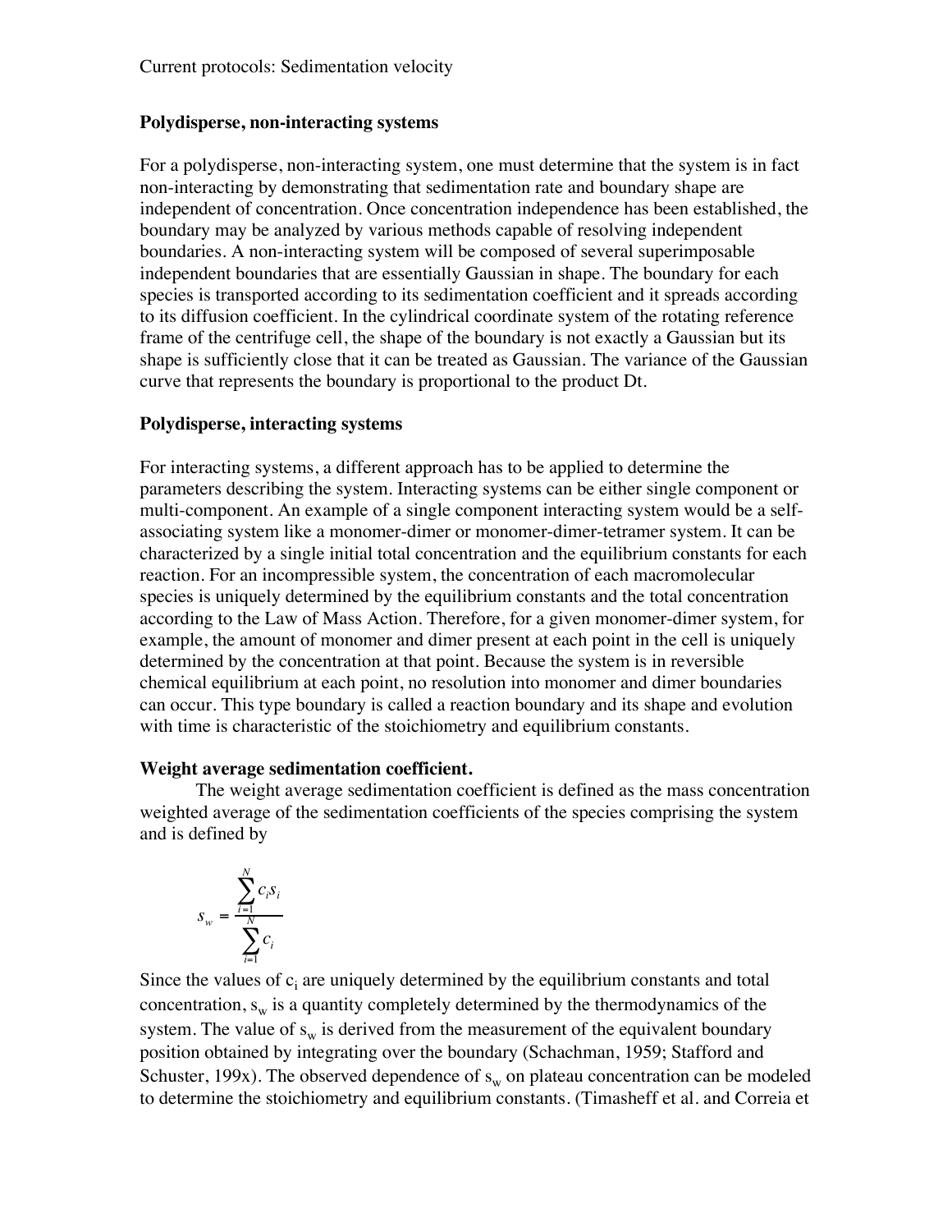**Polydisperse, non-interacting systems**

For a polydisperse, non-interacting system, one must determine that the system is in fact non-interacting by demonstrating that sedimentation rate and boundary shape are independent of concentration. Once concentration independence has been established, the boundary may be analyzed by various methods capable of resolving independent boundaries. A non-interacting system will be composed of several superimposable independent boundaries that are essentially Gaussian in shape. The boundary for each species is transported according to its sedimentation coefficient and it spreads according to its diffusion coefficient. In the cylindrical coordinate system of the rotating reference frame of the centrifuge cell, the shape of the boundary is not exactly a Gaussian but its shape is sufficiently close that it can be treated as Gaussian. The variance of the Gaussian curve that represents the boundary is proportional to the product Dt.

**Polydisperse, interacting systems**

For interacting systems, a different approach has to be applied to determine the parameters describing the system. Interacting systems can be either single component or multi-component. An example of a single component interacting system would be a self-associating system like a monomer-dimer or monomer-dimer-tetramer system. It can be characterized by a single initial total concentration and the equilibrium constants for each reaction. For an incompressible system, the concentration of each macromolecular species is uniquely determined by the equilibrium constants and the total concentration according to the Law of Mass Action. Therefore, for a given monomer-dimer system, for example, the amount of monomer and dimer present at each point in the cell is uniquely determined by the concentration at that point. Because the system is in reversible chemical equilibrium at each point, no resolution into monomer and dimer boundaries can occur. This type boundary is called a reaction boundary and its shape and evolution with time is characteristic of the stoichiometry and equilibrium constants.

**Weight average sedimentation coefficient.**

The weight average sedimentation coefficient is defined as the mass concentration weighted average of the sedimentation coefficients of the species comprising the system and is defined by

$$s_w = \frac{\sum_{i=1}^{N} c_i s_i}{\sum_{i=1}^{N} c_i}$$

Since the values of $c_i$ are uniquely determined by the equilibrium constants and total concentration, $s_w$ is a quantity completely determined by the thermodynamics of the system. The value of $s_w$ is derived from the measurement of the equivalent boundary position obtained by integrating over the boundary (Schachman, 1959; Stafford and Schuster, 199x). The observed dependence of $s_w$ on plateau concentration can be modeled to determine the stoichiometry and equilibrium constants. (Timasheff et al. and Correia et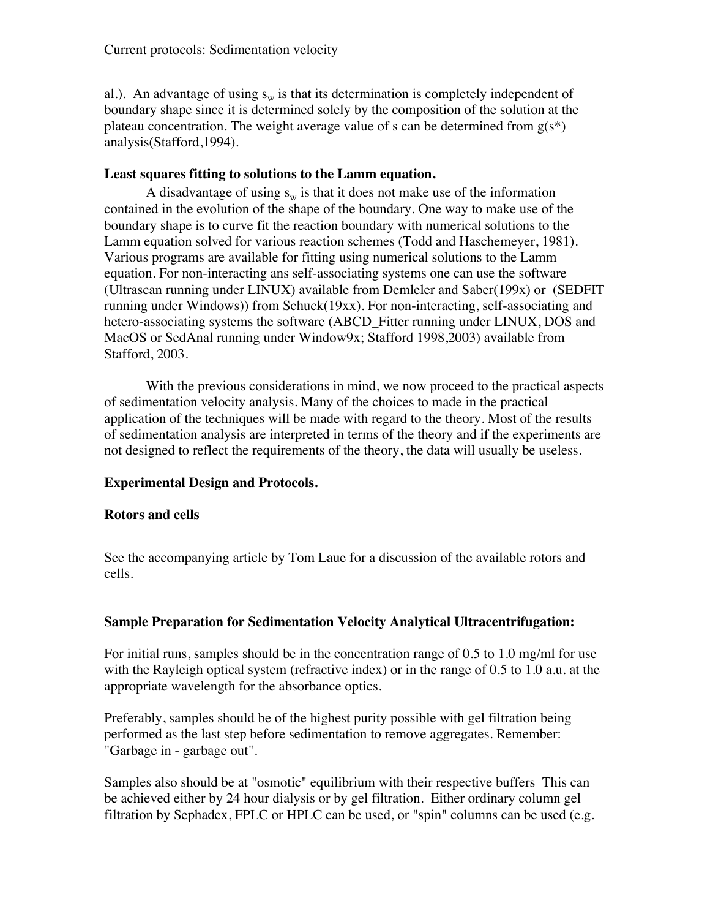al.). An advantage of using $s_w$ is that its determination is completely independent of boundary shape since it is determined solely by the composition of the solution at the plateau concentration. The weight average value of s can be determined from $g(s^*)$ analysis(Stafford,1994).

### Least squares fitting to solutions to the Lamm equation.

A disadvantage of using $s_w$ is that it does not make use of the information contained in the evolution of the shape of the boundary. One way to make use of the boundary shape is to curve fit the reaction boundary with numerical solutions to the Lamm equation solved for various reaction schemes (Todd and Haschemeyer, 1981). Various programs are available for fitting using numerical solutions to the Lamm equation. For non-interacting ans self-associating systems one can use the software (Ultrascan running under LINUX) available from Demleler and Saber(199x) or (SEDFIT running under Windows)) from Schuck(19xx). For non-interacting, self-associating and hetero-associating systems the software (ABCD_Fitter running under LINUX, DOS and MacOS or SedAnal running under Window9x; Stafford 1998,2003) available from Stafford, 2003.

With the previous considerations in mind, we now proceed to the practical aspects of sedimentation velocity analysis. Many of the choices to made in the practical application of the techniques will be made with regard to the theory. Most of the results of sedimentation analysis are interpreted in terms of the theory and if the experiments are not designed to reflect the requirements of the theory, the data will usually be useless.

## Experimental Design and Protocols.

### Rotors and cells

See the accompanying article by Tom Laue for a discussion of the available rotors and cells.

### Sample Preparation for Sedimentation Velocity Analytical Ultracentrifugation:

For initial runs, samples should be in the concentration range of 0.5 to 1.0 mg/ml for use with the Rayleigh optical system (refractive index) or in the range of 0.5 to 1.0 a.u. at the appropriate wavelength for the absorbance optics.

Preferably, samples should be of the highest purity possible with gel filtration being performed as the last step before sedimentation to remove aggregates. Remember: "Garbage in - garbage out".

Samples also should be at "osmotic" equilibrium with their respective buffers This can be achieved either by 24 hour dialysis or by gel filtration. Either ordinary column gel filtration by Sephadex, FPLC or HPLC can be used, or "spin" columns can be used (e.g.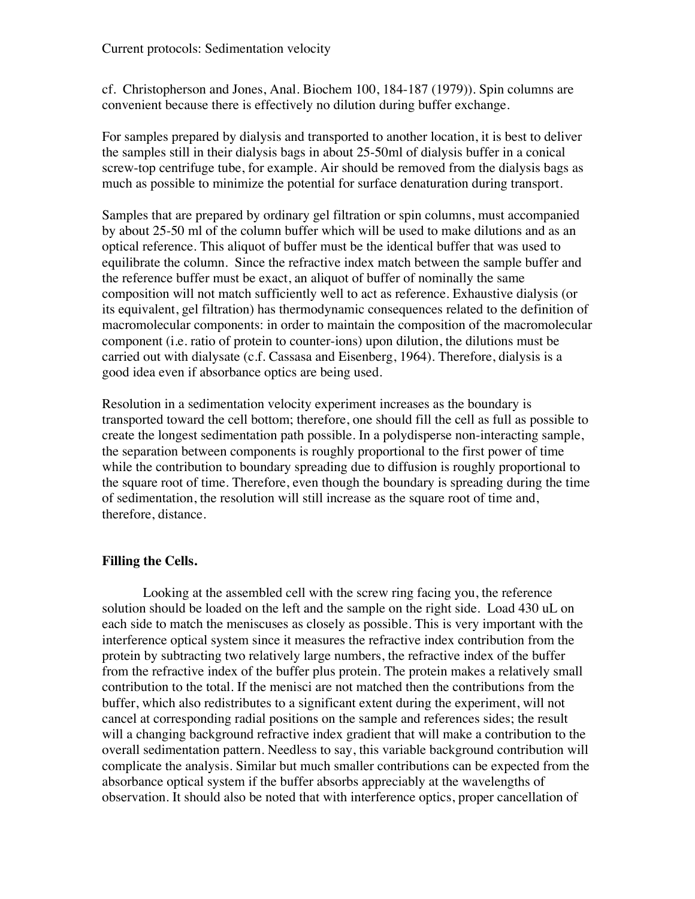cf. Christopherson and Jones, Anal. Biochem 100, 184-187 (1979)). Spin columns are convenient because there is effectively no dilution during buffer exchange.

For samples prepared by dialysis and transported to another location, it is best to deliver the samples still in their dialysis bags in about 25-50ml of dialysis buffer in a conical screw-top centrifuge tube, for example. Air should be removed from the dialysis bags as much as possible to minimize the potential for surface denaturation during transport.

Samples that are prepared by ordinary gel filtration or spin columns, must accompanied by about 25-50 ml of the column buffer which will be used to make dilutions and as an optical reference. This aliquot of buffer must be the identical buffer that was used to equilibrate the column. Since the refractive index match between the sample buffer and the reference buffer must be exact, an aliquot of buffer of nominally the same composition will not match sufficiently well to act as reference. Exhaustive dialysis (or its equivalent, gel filtration) has thermodynamic consequences related to the definition of macromolecular components: in order to maintain the composition of the macromolecular component (i.e. ratio of protein to counter-ions) upon dilution, the dilutions must be carried out with dialysate (c.f. Cassasa and Eisenberg, 1964). Therefore, dialysis is a good idea even if absorbance optics are being used.

Resolution in a sedimentation velocity experiment increases as the boundary is transported toward the cell bottom; therefore, one should fill the cell as full as possible to create the longest sedimentation path possible. In a polydisperse non-interacting sample, the separation between components is roughly proportional to the first power of time while the contribution to boundary spreading due to diffusion is roughly proportional to the square root of time. Therefore, even though the boundary is spreading during the time of sedimentation, the resolution will still increase as the square root of time and, therefore, distance.

**Filling the Cells.**

Looking at the assembled cell with the screw ring facing you, the reference solution should be loaded on the left and the sample on the right side. Load 430 uL on each side to match the meniscuses as closely as possible. This is very important with the interference optical system since it measures the refractive index contribution from the protein by subtracting two relatively large numbers, the refractive index of the buffer from the refractive index of the buffer plus protein. The protein makes a relatively small contribution to the total. If the menisci are not matched then the contributions from the buffer, which also redistributes to a significant extent during the experiment, will not cancel at corresponding radial positions on the sample and references sides; the result will a changing background refractive index gradient that will make a contribution to the overall sedimentation pattern. Needless to say, this variable background contribution will complicate the analysis. Similar but much smaller contributions can be expected from the absorbance optical system if the buffer absorbs appreciably at the wavelengths of observation. It should also be noted that with interference optics, proper cancellation of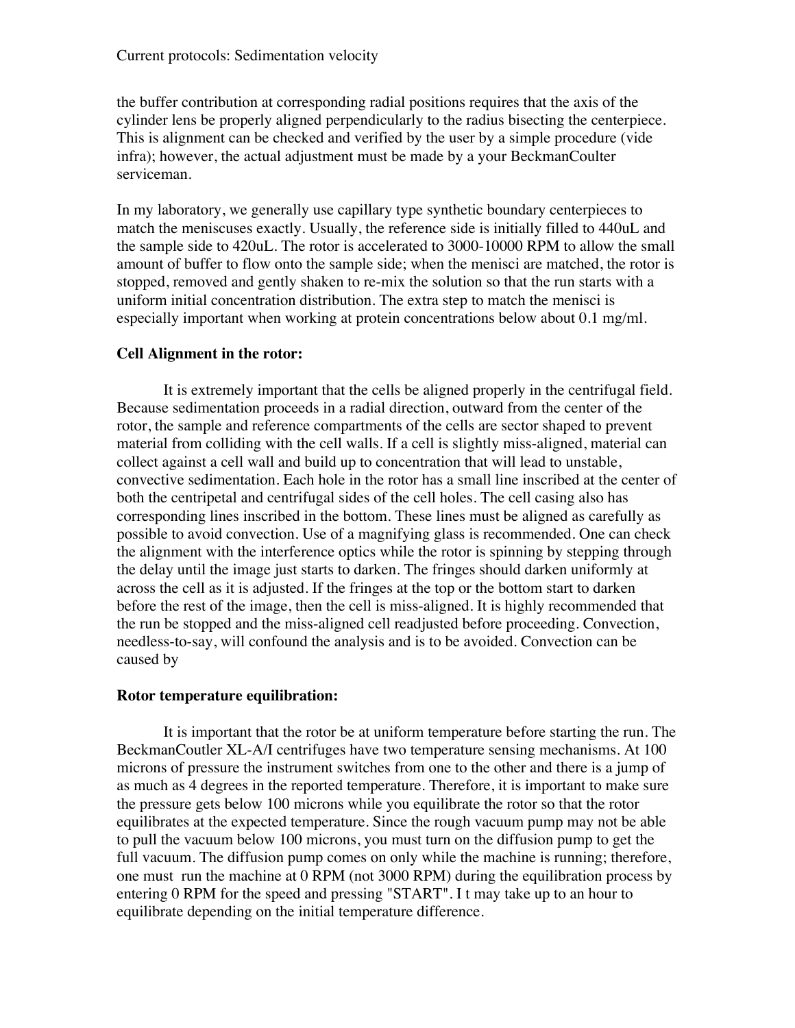the buffer contribution at corresponding radial positions requires that the axis of the cylinder lens be properly aligned perpendicularly to the radius bisecting the centerpiece. This is alignment can be checked and verified by the user by a simple procedure (vide infra); however, the actual adjustment must be made by a your BeckmanCoulter serviceman.

In my laboratory, we generally use capillary type synthetic boundary centerpieces to match the meniscuses exactly. Usually, the reference side is initially filled to 440uL and the sample side to 420uL. The rotor is accelerated to 3000-10000 RPM to allow the small amount of buffer to flow onto the sample side; when the menisci are matched, the rotor is stopped, removed and gently shaken to re-mix the solution so that the run starts with a uniform initial concentration distribution. The extra step to match the menisci is especially important when working at protein concentrations below about 0.1 mg/ml.

**Cell Alignment in the rotor:**

It is extremely important that the cells be aligned properly in the centrifugal field. Because sedimentation proceeds in a radial direction, outward from the center of the rotor, the sample and reference compartments of the cells are sector shaped to prevent material from colliding with the cell walls. If a cell is slightly miss-aligned, material can collect against a cell wall and build up to concentration that will lead to unstable, convective sedimentation. Each hole in the rotor has a small line inscribed at the center of both the centripetal and centrifugal sides of the cell holes. The cell casing also has corresponding lines inscribed in the bottom. These lines must be aligned as carefully as possible to avoid convection. Use of a magnifying glass is recommended. One can check the alignment with the interference optics while the rotor is spinning by stepping through the delay until the image just starts to darken. The fringes should darken uniformly at across the cell as it is adjusted. If the fringes at the top or the bottom start to darken before the rest of the image, then the cell is miss-aligned. It is highly recommended that the run be stopped and the miss-aligned cell readjusted before proceeding. Convection, needless-to-say, will confound the analysis and is to be avoided. Convection can be caused by

**Rotor temperature equilibration:**

It is important that the rotor be at uniform temperature before starting the run. The BeckmanCoulter XL-A/I centrifuges have two temperature sensing mechanisms. At 100 microns of pressure the instrument switches from one to the other and there is a jump of as much as 4 degrees in the reported temperature. Therefore, it is important to make sure the pressure gets below 100 microns while you equilibrate the rotor so that the rotor equilibrates at the expected temperature. Since the rough vacuum pump may not be able to pull the vacuum below 100 microns, you must turn on the diffusion pump to get the full vacuum. The diffusion pump comes on only while the machine is running; therefore, one must run the machine at 0 RPM (not 3000 RPM) during the equilibration process by entering 0 RPM for the speed and pressing "START". I t may take up to an hour to equilibrate depending on the initial temperature difference.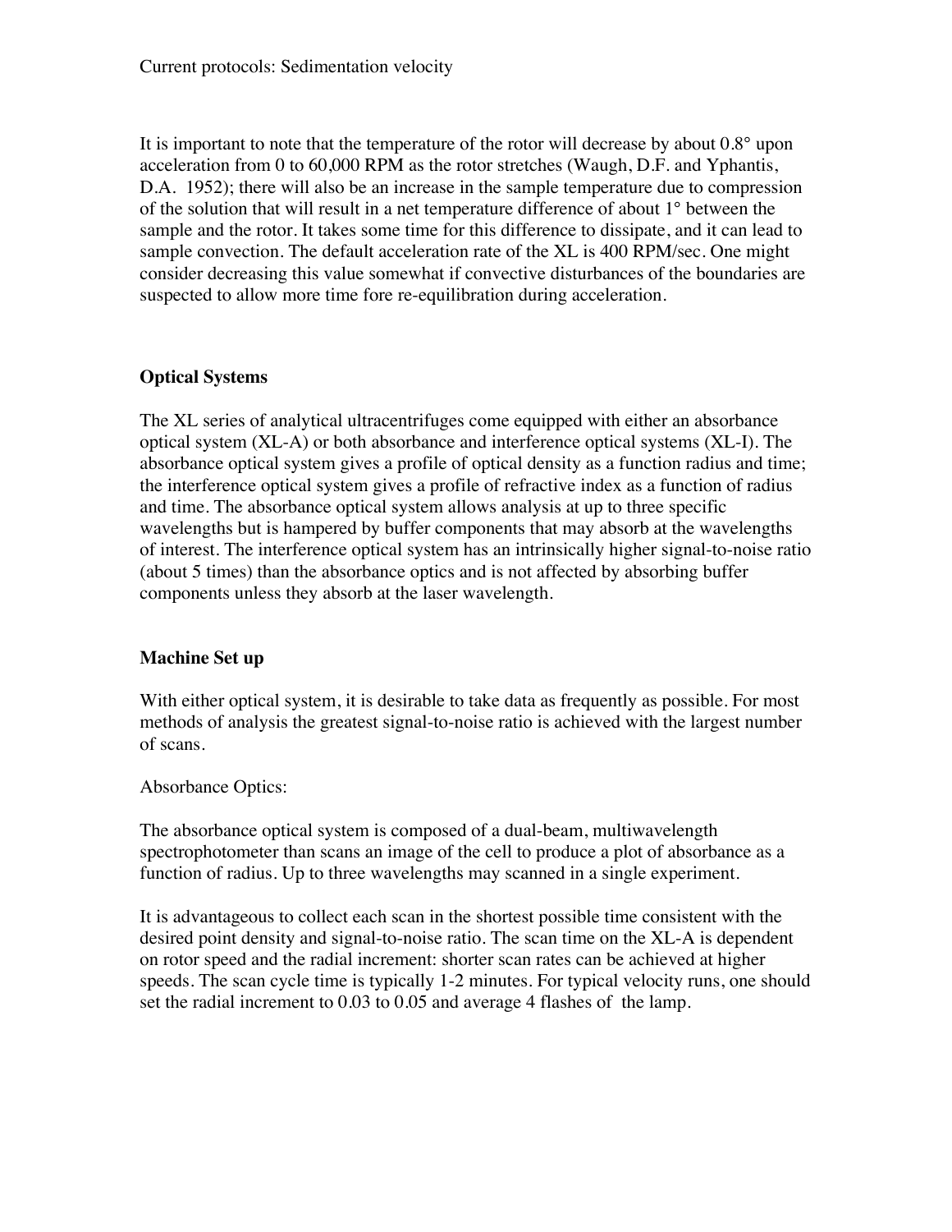It is important to note that the temperature of the rotor will decrease by about 0.8° upon acceleration from 0 to 60,000 RPM as the rotor stretches (Waugh, D.F. and Yphantis, D.A. 1952); there will also be an increase in the sample temperature due to compression of the solution that will result in a net temperature difference of about 1° between the sample and the rotor. It takes some time for this difference to dissipate, and it can lead to sample convection. The default acceleration rate of the XL is 400 RPM/sec. One might consider decreasing this value somewhat if convective disturbances of the boundaries are suspected to allow more time fore re-equilibration during acceleration.

**Optical Systems**

The XL series of analytical ultracentrifuges come equipped with either an absorbance optical system (XL-A) or both absorbance and interference optical systems (XL-I). The absorbance optical system gives a profile of optical density as a function radius and time; the interference optical system gives a profile of refractive index as a function of radius and time. The absorbance optical system allows analysis at up to three specific wavelengths but is hampered by buffer components that may absorb at the wavelengths of interest. The interference optical system has an intrinsically higher signal-to-noise ratio (about 5 times) than the absorbance optics and is not affected by absorbing buffer components unless they absorb at the laser wavelength.

**Machine Set up**

With either optical system, it is desirable to take data as frequently as possible. For most methods of analysis the greatest signal-to-noise ratio is achieved with the largest number of scans.

Absorbance Optics:

The absorbance optical system is composed of a dual-beam, multiwavelength spectrophotometer than scans an image of the cell to produce a plot of absorbance as a function of radius. Up to three wavelengths may scanned in a single experiment.

It is advantageous to collect each scan in the shortest possible time consistent with the desired point density and signal-to-noise ratio. The scan time on the XL-A is dependent on rotor speed and the radial increment: shorter scan rates can be achieved at higher speeds. The scan cycle time is typically 1-2 minutes. For typical velocity runs, one should set the radial increment to 0.03 to 0.05 and average 4 flashes of the lamp.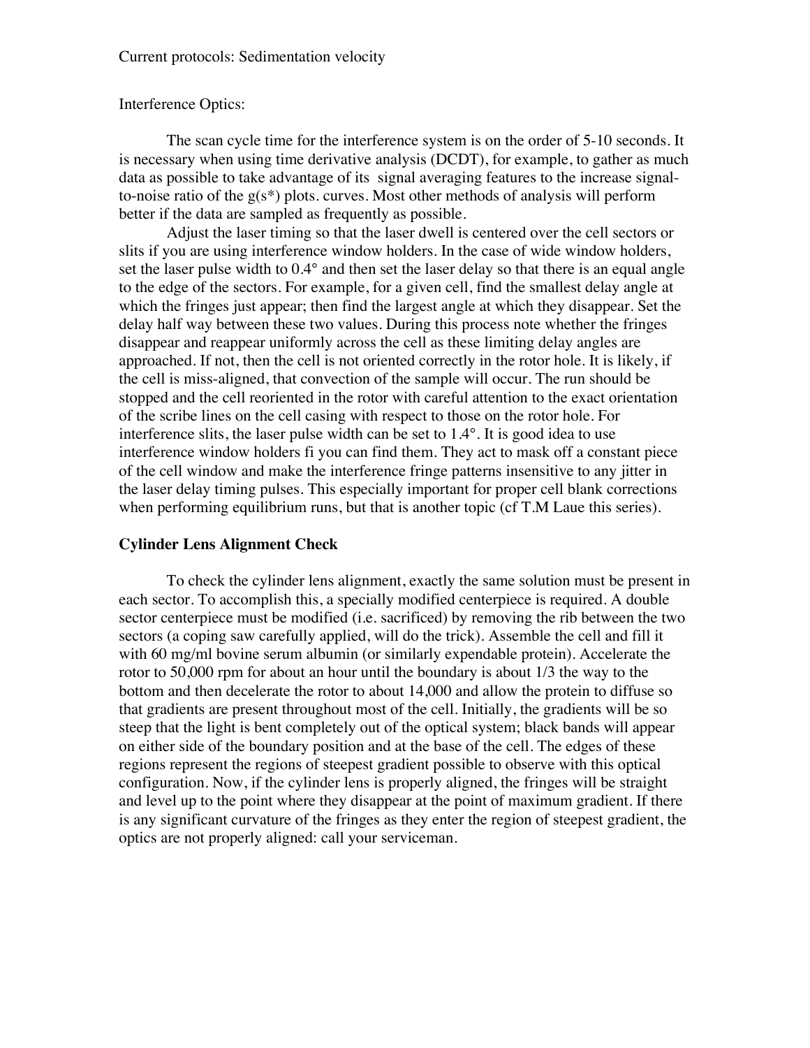Interference Optics:

The scan cycle time for the interference system is on the order of 5-10 seconds. It is necessary when using time derivative analysis (DCDT), for example, to gather as much data as possible to take advantage of its signal averaging features to the increase signal-to-noise ratio of the g(s*) plots. curves. Most other methods of analysis will perform better if the data are sampled as frequently as possible.

Adjust the laser timing so that the laser dwell is centered over the cell sectors or slits if you are using interference window holders. In the case of wide window holders, set the laser pulse width to 0.4° and then set the laser delay so that there is an equal angle to the edge of the sectors. For example, for a given cell, find the smallest delay angle at which the fringes just appear; then find the largest angle at which they disappear. Set the delay half way between these two values. During this process note whether the fringes disappear and reappear uniformly across the cell as these limiting delay angles are approached. If not, then the cell is not oriented correctly in the rotor hole. It is likely, if the cell is miss-aligned, that convection of the sample will occur. The run should be stopped and the cell reoriented in the rotor with careful attention to the exact orientation of the scribe lines on the cell casing with respect to those on the rotor hole. For interference slits, the laser pulse width can be set to 1.4°. It is good idea to use interference window holders fi you can find them. They act to mask off a constant piece of the cell window and make the interference fringe patterns insensitive to any jitter in the laser delay timing pulses. This especially important for proper cell blank corrections when performing equilibrium runs, but that is another topic (cf T.M Laue this series).

**Cylinder Lens Alignment Check**

To check the cylinder lens alignment, exactly the same solution must be present in each sector. To accomplish this, a specially modified centerpiece is required. A double sector centerpiece must be modified (i.e. sacrificed) by removing the rib between the two sectors (a coping saw carefully applied, will do the trick). Assemble the cell and fill it with 60 mg/ml bovine serum albumin (or similarly expendable protein). Accelerate the rotor to 50,000 rpm for about an hour until the boundary is about 1/3 the way to the bottom and then decelerate the rotor to about 14,000 and allow the protein to diffuse so that gradients are present throughout most of the cell. Initially, the gradients will be so steep that the light is bent completely out of the optical system; black bands will appear on either side of the boundary position and at the base of the cell. The edges of these regions represent the regions of steepest gradient possible to observe with this optical configuration. Now, if the cylinder lens is properly aligned, the fringes will be straight and level up to the point where they disappear at the point of maximum gradient. If there is any significant curvature of the fringes as they enter the region of steepest gradient, the optics are not properly aligned: call your serviceman.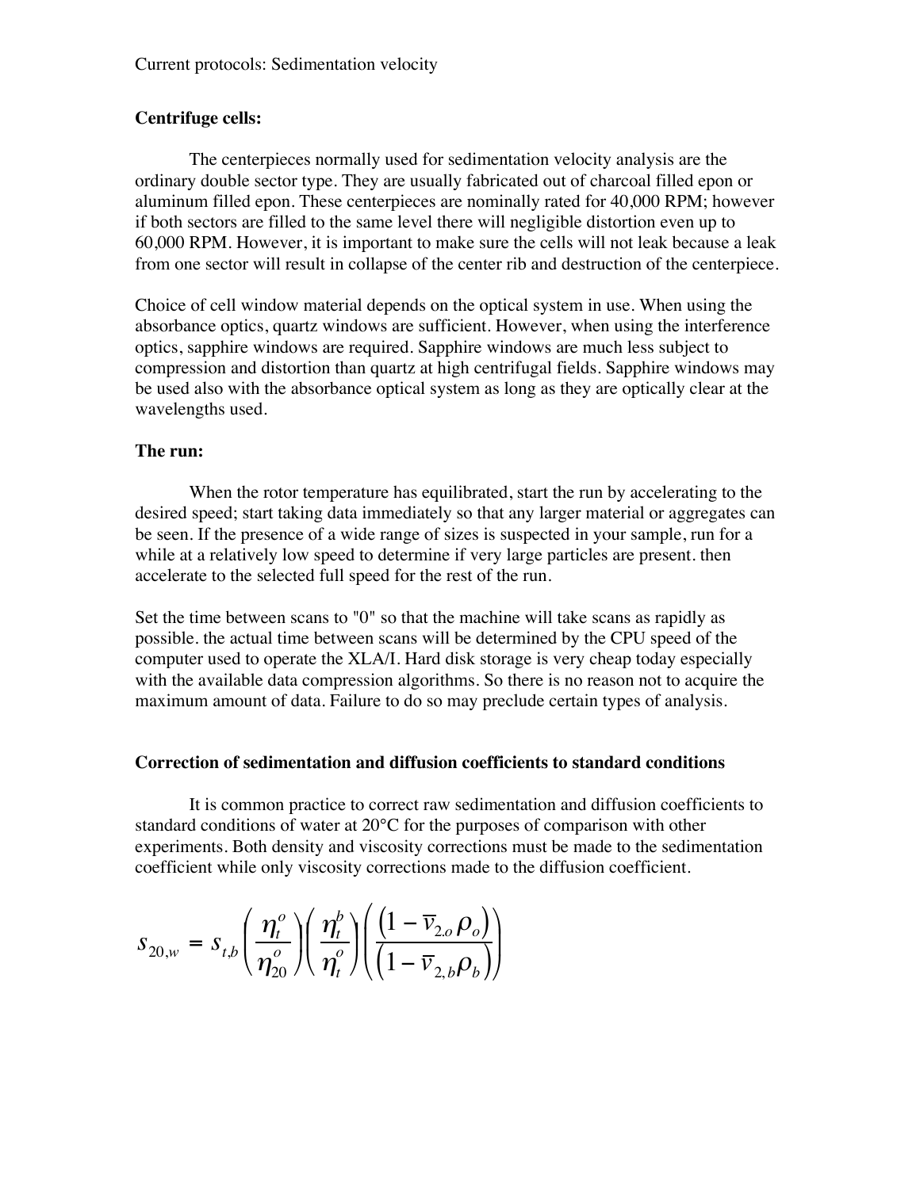**Centrifuge cells:**

The centerpieces normally used for sedimentation velocity analysis are the ordinary double sector type. They are usually fabricated out of charcoal filled epon or aluminum filled epon. These centerpieces are nominally rated for 40,000 RPM; however if both sectors are filled to the same level there will negligible distortion even up to 60,000 RPM. However, it is important to make sure the cells will not leak because a leak from one sector will result in collapse of the center rib and destruction of the centerpiece.

Choice of cell window material depends on the optical system in use. When using the absorbance optics, quartz windows are sufficient. However, when using the interference optics, sapphire windows are required. Sapphire windows are much less subject to compression and distortion than quartz at high centrifugal fields. Sapphire windows may be used also with the absorbance optical system as long as they are optically clear at the wavelengths used.

**The run:**

When the rotor temperature has equilibrated, start the run by accelerating to the desired speed; start taking data immediately so that any larger material or aggregates can be seen. If the presence of a wide range of sizes is suspected in your sample, run for a while at a relatively low speed to determine if very large particles are present. then accelerate to the selected full speed for the rest of the run.

Set the time between scans to "0" so that the machine will take scans as rapidly as possible. the actual time between scans will be determined by the CPU speed of the computer used to operate the XLA/I. Hard disk storage is very cheap today especially with the available data compression algorithms. So there is no reason not to acquire the maximum amount of data. Failure to do so may preclude certain types of analysis.

**Correction of sedimentation and diffusion coefficients to standard conditions**

It is common practice to correct raw sedimentation and diffusion coefficients to standard conditions of water at 20°C for the purposes of comparison with other experiments. Both density and viscosity corrections must be made to the sedimentation coefficient while only viscosity corrections made to the diffusion coefficient.

$$s_{20,w} = s_{t,b}\left(\frac{\eta_t^o}{\eta_{20}^o}\right)\left(\frac{\eta_t^b}{\eta_t^o}\right)\left(\frac{\left(1-\bar{v}_{2.o}\,\rho_o\right)}{\left(1-\bar{v}_{2,b}\rho_b\right)}\right)$$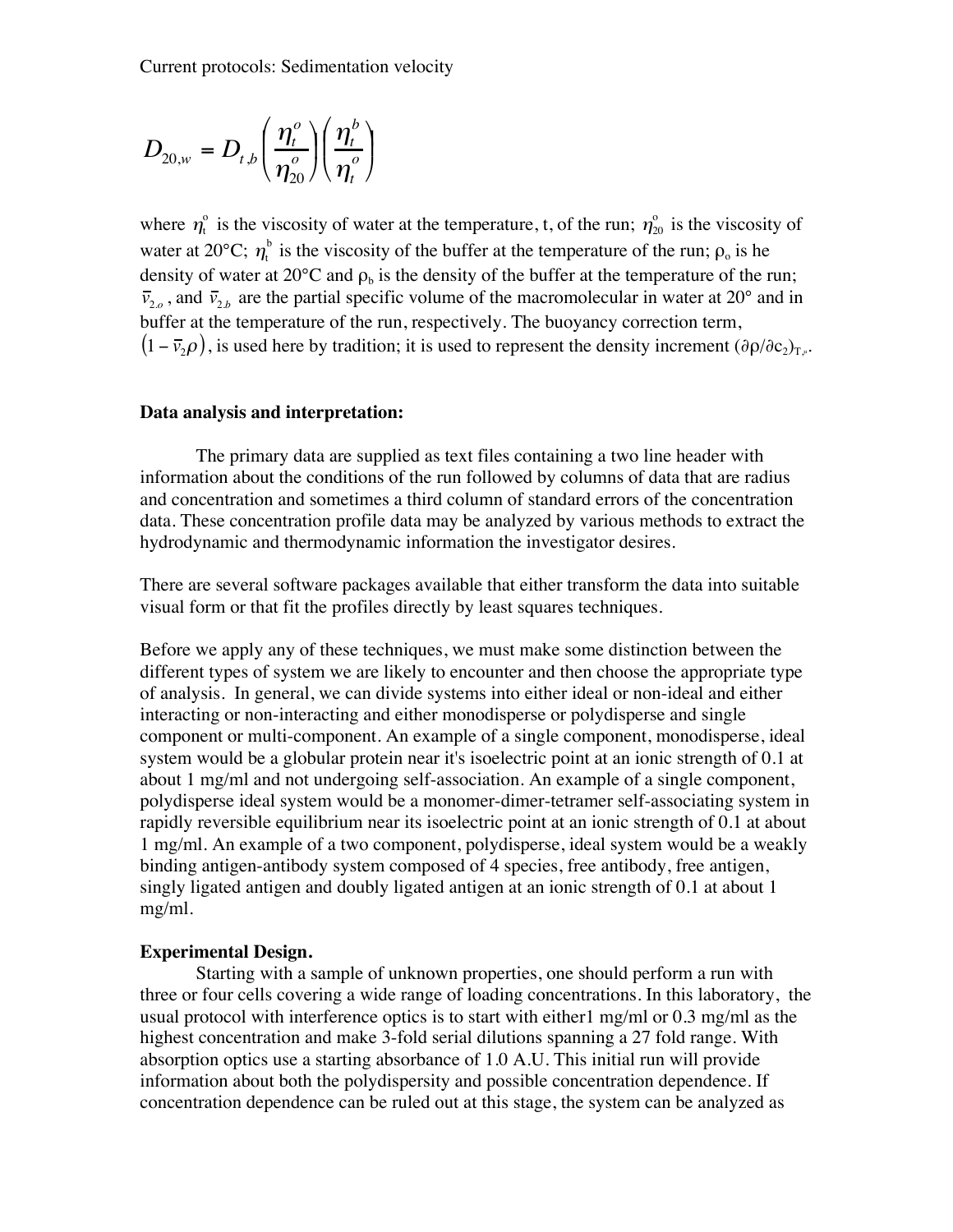$$D_{20,w} = D_{t,b}\left(\frac{\eta_t^o}{\eta_{20}^o}\right)\left(\frac{\eta_t^b}{\eta_t^o}\right)$$

where $\eta_t^o$ is the viscosity of water at the temperature, t, of the run; $\eta_{20}^o$ is the viscosity of water at 20°C; $\eta_t^b$ is the viscosity of the buffer at the temperature of the run; $\rho_o$ is he density of water at 20°C and $\rho_b$ is the density of the buffer at the temperature of the run; $\bar{v}_{2,o}$ , and $\bar{v}_{2,b}$ are the partial specific volume of the macromolecular in water at 20° and in buffer at the temperature of the run, respectively. The buoyancy correction term, $\left(1 - \bar{v}_2\rho\right)$, is used here by tradition; it is used to represent the density increment $(\partial\rho/\partial c_2)_{T,\mu}$.

### Data analysis and interpretation:

The primary data are supplied as text files containing a two line header with information about the conditions of the run followed by columns of data that are radius and concentration and sometimes a third column of standard errors of the concentration data. These concentration profile data may be analyzed by various methods to extract the hydrodynamic and thermodynamic information the investigator desires.

There are several software packages available that either transform the data into suitable visual form or that fit the profiles directly by least squares techniques.

Before we apply any of these techniques, we must make some distinction between the different types of system we are likely to encounter and then choose the appropriate type of analysis. In general, we can divide systems into either ideal or non-ideal and either interacting or non-interacting and either monodisperse or polydisperse and single component or multi-component. An example of a single component, monodisperse, ideal system would be a globular protein near it's isoelectric point at an ionic strength of 0.1 at about 1 mg/ml and not undergoing self-association. An example of a single component, polydisperse ideal system would be a monomer-dimer-tetramer self-associating system in rapidly reversible equilibrium near its isoelectric point at an ionic strength of 0.1 at about 1 mg/ml. An example of a two component, polydisperse, ideal system would be a weakly binding antigen-antibody system composed of 4 species, free antibody, free antigen, singly ligated antigen and doubly ligated antigen at an ionic strength of 0.1 at about 1 mg/ml.

### Experimental Design.

Starting with a sample of unknown properties, one should perform a run with three or four cells covering a wide range of loading concentrations. In this laboratory, the usual protocol with interference optics is to start with either1 mg/ml or 0.3 mg/ml as the highest concentration and make 3-fold serial dilutions spanning a 27 fold range. With absorption optics use a starting absorbance of 1.0 A.U. This initial run will provide information about both the polydispersity and possible concentration dependence. If concentration dependence can be ruled out at this stage, the system can be analyzed as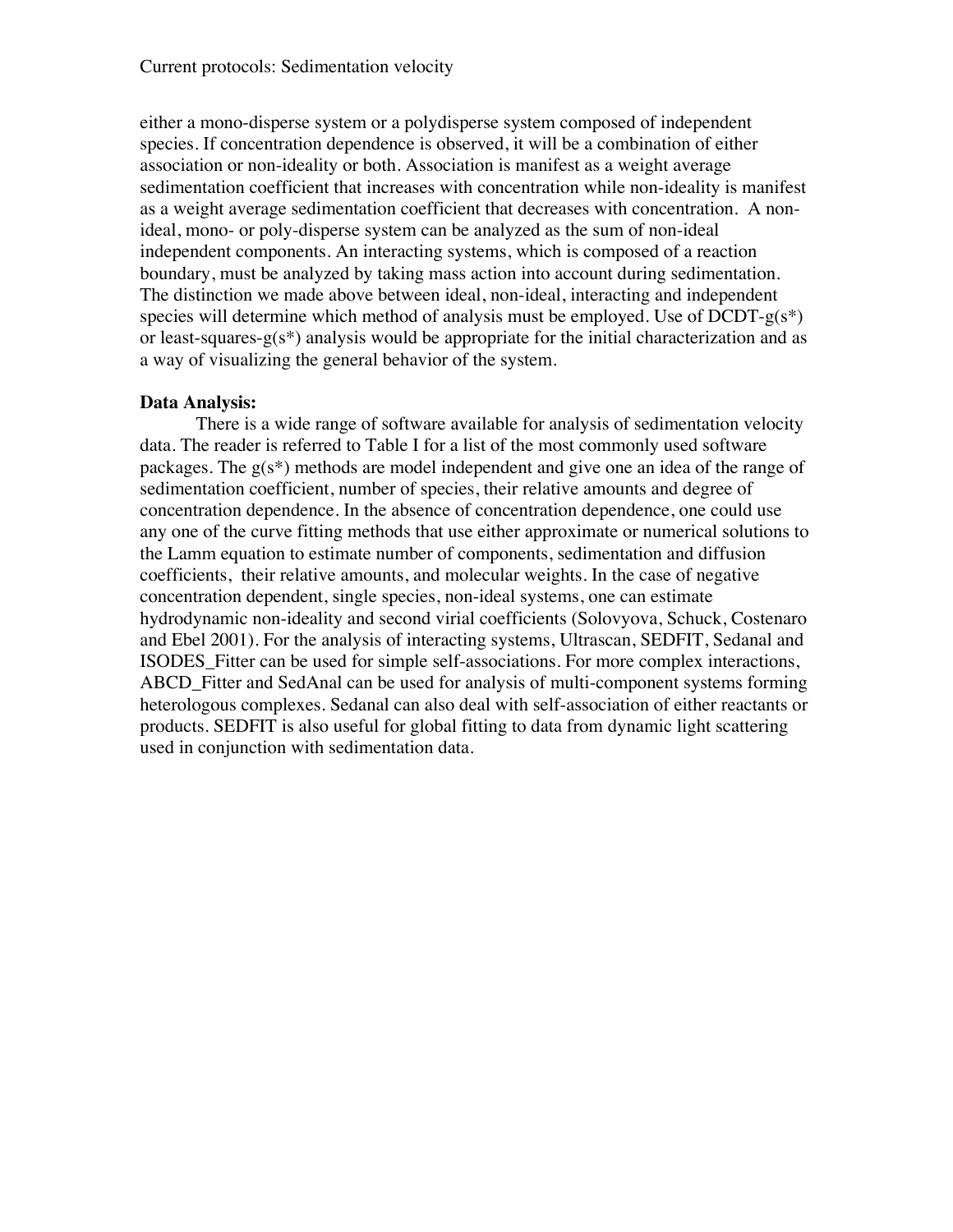either a mono-disperse system or a polydisperse system composed of independent species. If concentration dependence is observed, it will be a combination of either association or non-ideality or both. Association is manifest as a weight average sedimentation coefficient that increases with concentration while non-ideality is manifest as a weight average sedimentation coefficient that decreases with concentration. A non-ideal, mono- or poly-disperse system can be analyzed as the sum of non-ideal independent components. An interacting systems, which is composed of a reaction boundary, must be analyzed by taking mass action into account during sedimentation. The distinction we made above between ideal, non-ideal, interacting and independent species will determine which method of analysis must be employed. Use of DCDT-g(s*) or least-squares-g(s*) analysis would be appropriate for the initial characterization and as a way of visualizing the general behavior of the system.

**Data Analysis:**

There is a wide range of software available for analysis of sedimentation velocity data. The reader is referred to Table I for a list of the most commonly used software packages. The g(s*) methods are model independent and give one an idea of the range of sedimentation coefficient, number of species, their relative amounts and degree of concentration dependence. In the absence of concentration dependence, one could use any one of the curve fitting methods that use either approximate or numerical solutions to the Lamm equation to estimate number of components, sedimentation and diffusion coefficients, their relative amounts, and molecular weights. In the case of negative concentration dependent, single species, non-ideal systems, one can estimate hydrodynamic non-ideality and second virial coefficients (Solovyova, Schuck, Costenaro and Ebel 2001). For the analysis of interacting systems, Ultrascan, SEDFIT, Sedanal and ISODES_Fitter can be used for simple self-associations. For more complex interactions, ABCD_Fitter and SedAnal can be used for analysis of multi-component systems forming heterologous complexes. Sedanal can also deal with self-association of either reactants or products. SEDFIT is also useful for global fitting to data from dynamic light scattering used in conjunction with sedimentation data.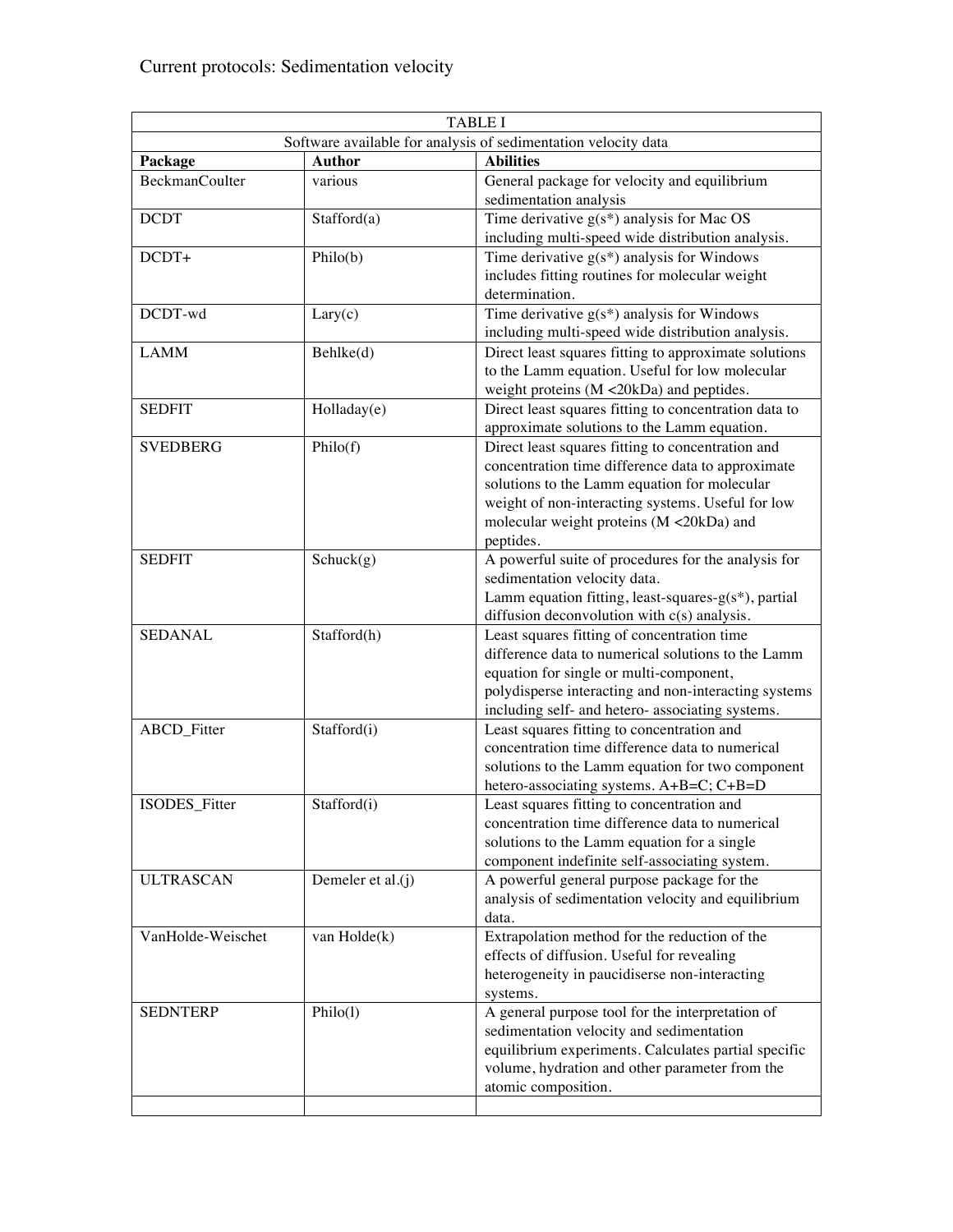| TABLE I | | |
|---|---|---|
| Software available for analysis of sedimentation velocity data | | |
| **Package** | **Author** | **Abilities** |
| BeckmanCoulter | various | General package for velocity and equilibrium sedimentation analysis |
| DCDT | Stafford(a) | Time derivative g(s*) analysis for Mac OS including multi-speed wide distribution analysis. |
| DCDT+ | Philo(b) | Time derivative g(s*) analysis for Windows includes fitting routines for molecular weight determination. |
| DCDT-wd | Lary(c) | Time derivative g(s*) analysis for Windows including multi-speed wide distribution analysis. |
| LAMM | Behlke(d) | Direct least squares fitting to approximate solutions to the Lamm equation. Useful for low molecular weight proteins (M <20kDa) and peptides. |
| SEDFIT | Holladay(e) | Direct least squares fitting to concentration data to approximate solutions to the Lamm equation. |
| SVEDBERG | Philo(f) | Direct least squares fitting to concentration and concentration time difference data to approximate solutions to the Lamm equation for molecular weight of non-interacting systems. Useful for low molecular weight proteins (M <20kDa) and peptides. |
| SEDFIT | Schuck(g) | A powerful suite of procedures for the analysis for sedimentation velocity data. Lamm equation fitting, least-squares-g(s*), partial diffusion deconvolution with c(s) analysis. |
| SEDANAL | Stafford(h) | Least squares fitting of concentration time difference data to numerical solutions to the Lamm equation for single or multi-component, polydisperse interacting and non-interacting systems including self- and hetero- associating systems. |
| ABCD_Fitter | Stafford(i) | Least squares fitting to concentration and concentration time difference data to numerical solutions to the Lamm equation for two component hetero-associating systems. A+B=C; C+B=D |
| ISODES_Fitter | Stafford(i) | Least squares fitting to concentration and concentration time difference data to numerical solutions to the Lamm equation for a single component indefinite self-associating system. |
| ULTRASCAN | Demeler et al.(j) | A powerful general purpose package for the analysis of sedimentation velocity and equilibrium data. |
| VanHolde-Weischet | van Holde(k) | Extrapolation method for the reduction of the effects of diffusion. Useful for revealing heterogeneity in paucidiserse non-interacting systems. |
| SEDNTERP | Philo(l) | A general purpose tool for the interpretation of sedimentation velocity and sedimentation equilibrium experiments. Calculates partial specific volume, hydration and other parameter from the atomic composition. |
| | | |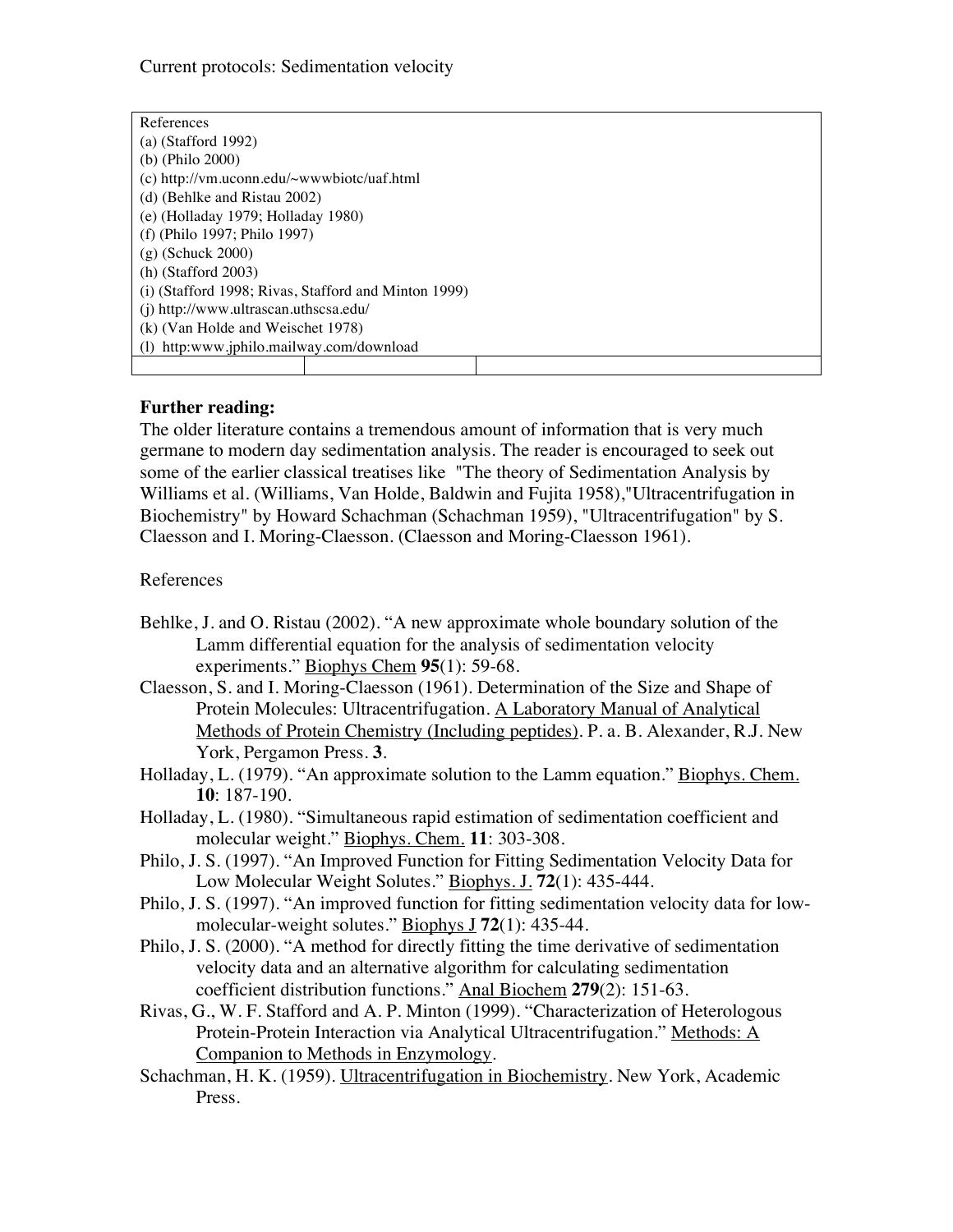| References | | |
|---|---|---|
| (a) (Stafford 1992) | | |
| (b) (Philo 2000) | | |
| (c) http://vm.uconn.edu/~wwwbiotc/uaf.html | | |
| (d) (Behlke and Ristau 2002) | | |
| (e) (Holladay 1979; Holladay 1980) | | |
| (f) (Philo 1997; Philo 1997) | | |
| (g) (Schuck 2000) | | |
| (h) (Stafford 2003) | | |
| (i) (Stafford 1998; Rivas, Stafford and Minton 1999) | | |
| (j) http://www.ultrascan.uthscsa.edu/ | | |
| (k) (Van Holde and Weischet 1978) | | |
| (l) http:www.jphilo.mailway.com/download | | |
| | | |

**Further reading:**

The older literature contains a tremendous amount of information that is very much germane to modern day sedimentation analysis. The reader is encouraged to seek out some of the earlier classical treatises like "The theory of Sedimentation Analysis by Williams et al. (Williams, Van Holde, Baldwin and Fujita 1958),"Ultracentrifugation in Biochemistry" by Howard Schachman (Schachman 1959), "Ultracentrifugation" by S. Claesson and I. Moring-Claesson. (Claesson and Moring-Claesson 1961).

References

Behlke, J. and O. Ristau (2002). "A new approximate whole boundary solution of the Lamm differential equation for the analysis of sedimentation velocity experiments." Biophys Chem **95**(1): 59-68.

Claesson, S. and I. Moring-Claesson (1961). Determination of the Size and Shape of Protein Molecules: Ultracentrifugation. A Laboratory Manual of Analytical Methods of Protein Chemistry (Including peptides). P. a. B. Alexander, R.J. New York, Pergamon Press. **3**.

Holladay, L. (1979). "An approximate solution to the Lamm equation." Biophys. Chem. **10**: 187-190.

Holladay, L. (1980). "Simultaneous rapid estimation of sedimentation coefficient and molecular weight." Biophys. Chem. **11**: 303-308.

Philo, J. S. (1997). "An Improved Function for Fitting Sedimentation Velocity Data for Low Molecular Weight Solutes." Biophys. J. **72**(1): 435-444.

Philo, J. S. (1997). "An improved function for fitting sedimentation velocity data for low-molecular-weight solutes." Biophys J **72**(1): 435-44.

Philo, J. S. (2000). "A method for directly fitting the time derivative of sedimentation velocity data and an alternative algorithm for calculating sedimentation coefficient distribution functions." Anal Biochem **279**(2): 151-63.

Rivas, G., W. F. Stafford and A. P. Minton (1999). "Characterization of Heterologous Protein-Protein Interaction via Analytical Ultracentrifugation." Methods: A Companion to Methods in Enzymology.

Schachman, H. K. (1959). Ultracentrifugation in Biochemistry. New York, Academic Press.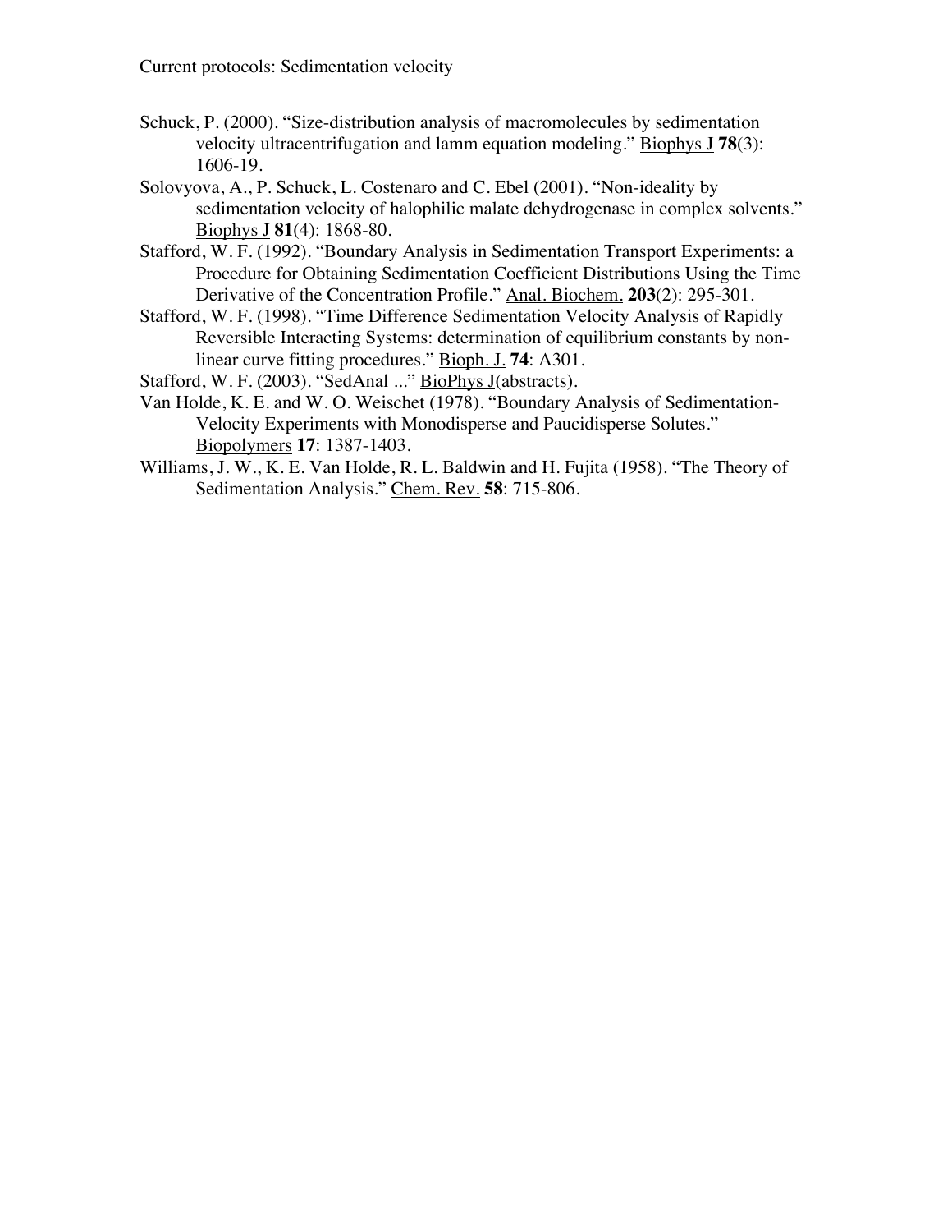Schuck, P. (2000). "Size-distribution analysis of macromolecules by sedimentation velocity ultracentrifugation and lamm equation modeling." Biophys J **78**(3): 1606-19.

Solovyova, A., P. Schuck, L. Costenaro and C. Ebel (2001). "Non-ideality by sedimentation velocity of halophilic malate dehydrogenase in complex solvents." Biophys J **81**(4): 1868-80.

Stafford, W. F. (1992). "Boundary Analysis in Sedimentation Transport Experiments: a Procedure for Obtaining Sedimentation Coefficient Distributions Using the Time Derivative of the Concentration Profile." Anal. Biochem. **203**(2): 295-301.

Stafford, W. F. (1998). "Time Difference Sedimentation Velocity Analysis of Rapidly Reversible Interacting Systems: determination of equilibrium constants by non-linear curve fitting procedures." Bioph. J. **74**: A301.

Stafford, W. F. (2003). "SedAnal ..." BioPhys J(abstracts).

Van Holde, K. E. and W. O. Weischet (1978). "Boundary Analysis of Sedimentation-Velocity Experiments with Monodisperse and Paucidisperse Solutes." Biopolymers **17**: 1387-1403.

Williams, J. W., K. E. Van Holde, R. L. Baldwin and H. Fujita (1958). "The Theory of Sedimentation Analysis." Chem. Rev. **58**: 715-806.